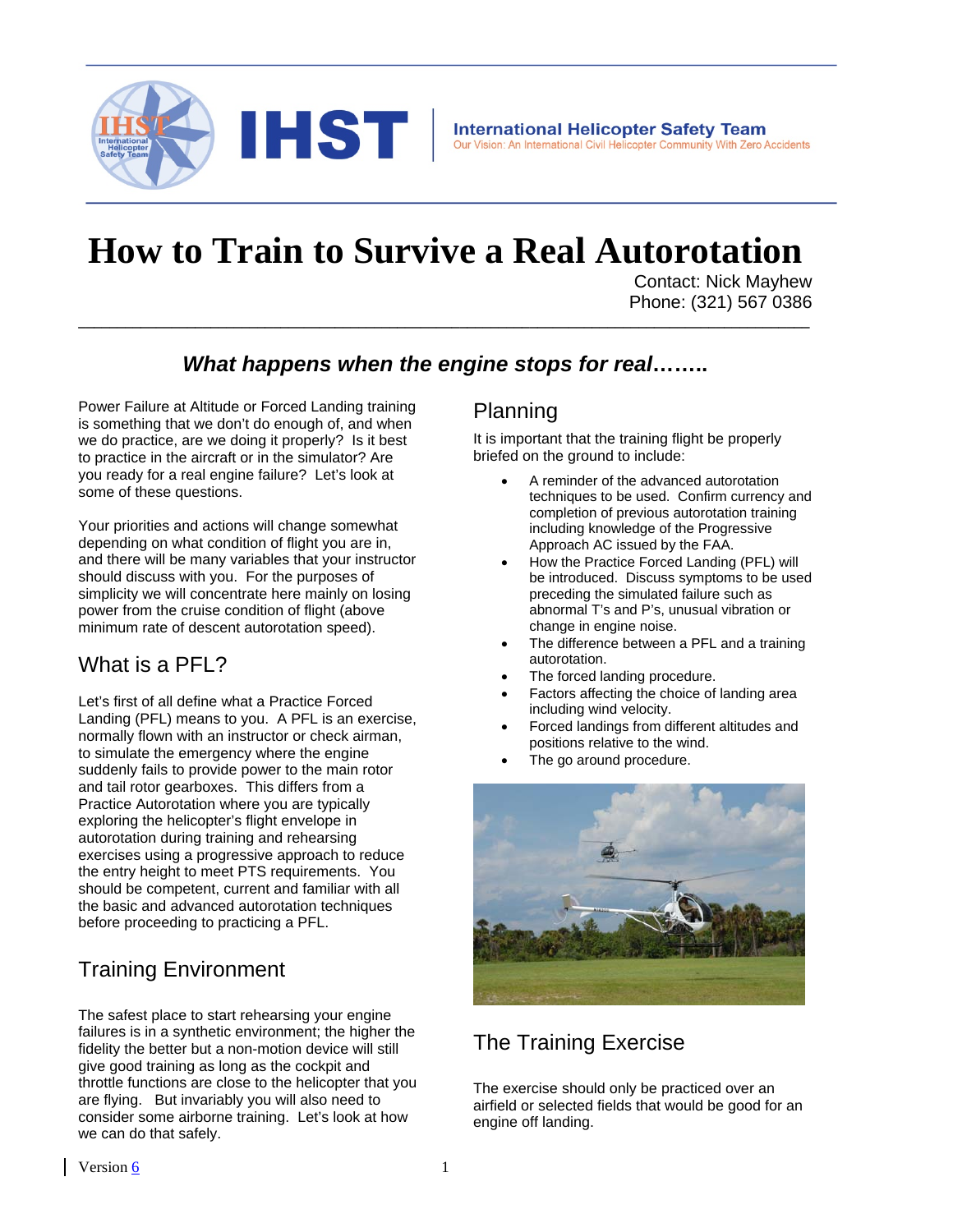**International Helicopter Safety Team**
Our Vision: An International Civil Helicopter Community With Zero Accidents

# How to Train to Survive a Real Autorotation

Contact: Nick Mayhew
Phone: (321) 567 0386

## *What happens when the engine stops for real……..*

Power Failure at Altitude or Forced Landing training is something that we don't do enough of, and when we do practice, are we doing it properly? Is it best to practice in the aircraft or in the simulator? Are you ready for a real engine failure? Let's look at some of these questions.

Your priorities and actions will change somewhat depending on what condition of flight you are in, and there will be many variables that your instructor should discuss with you. For the purposes of simplicity we will concentrate here mainly on losing power from the cruise condition of flight (above minimum rate of descent autorotation speed).

## What is a PFL?

Let's first of all define what a Practice Forced Landing (PFL) means to you. A PFL is an exercise, normally flown with an instructor or check airman, to simulate the emergency where the engine suddenly fails to provide power to the main rotor and tail rotor gearboxes. This differs from a Practice Autorotation where you are typically exploring the helicopter's flight envelope in autorotation during training and rehearsing exercises using a progressive approach to reduce the entry height to meet PTS requirements. You should be competent, current and familiar with all the basic and advanced autorotation techniques before proceeding to practicing a PFL.

## Training Environment

The safest place to start rehearsing your engine failures is in a synthetic environment; the higher the fidelity the better but a non-motion device will still give good training as long as the cockpit and throttle functions are close to the helicopter that you are flying. But invariably you will also need to consider some airborne training. Let's look at how we can do that safely.

## Planning

It is important that the training flight be properly briefed on the ground to include:

- A reminder of the advanced autorotation techniques to be used. Confirm currency and completion of previous autorotation training including knowledge of the Progressive Approach AC issued by the FAA.
- How the Practice Forced Landing (PFL) will be introduced. Discuss symptoms to be used preceding the simulated failure such as abnormal T's and P's, unusual vibration or change in engine noise.
- The difference between a PFL and a training autorotation.
- The forced landing procedure.
- Factors affecting the choice of landing area including wind velocity.
- Forced landings from different altitudes and positions relative to the wind.
- The go around procedure.

## The Training Exercise

The exercise should only be practiced over an airfield or selected fields that would be good for an engine off landing.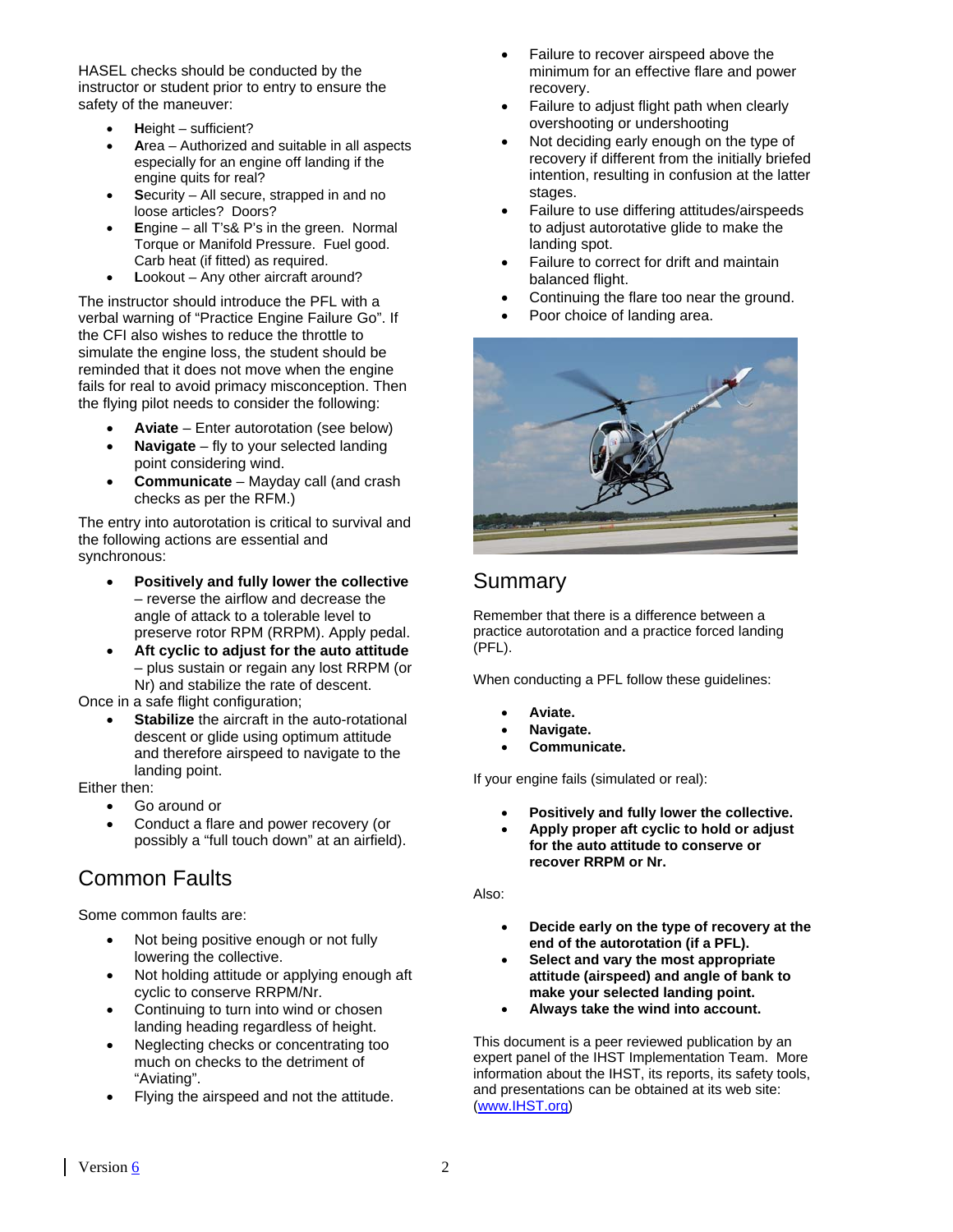HASEL checks should be conducted by the instructor or student prior to entry to ensure the safety of the maneuver:

- **H**eight – sufficient?
- **A**rea – Authorized and suitable in all aspects especially for an engine off landing if the engine quits for real?
- **S**ecurity – All secure, strapped in and no loose articles? Doors?
- **E**ngine – all T's& P's in the green. Normal Torque or Manifold Pressure. Fuel good. Carb heat (if fitted) as required.
- **L**ookout – Any other aircraft around?

The instructor should introduce the PFL with a verbal warning of "Practice Engine Failure Go". If the CFI also wishes to reduce the throttle to simulate the engine loss, the student should be reminded that it does not move when the engine fails for real to avoid primacy misconception. Then the flying pilot needs to consider the following:

- **Aviate** – Enter autorotation (see below)
- **Navigate** – fly to your selected landing point considering wind.
- **Communicate** – Mayday call (and crash checks as per the RFM.)

The entry into autorotation is critical to survival and the following actions are essential and synchronous:

- **Positively and fully lower the collective** – reverse the airflow and decrease the angle of attack to a tolerable level to preserve rotor RPM (RRPM). Apply pedal.
- **Aft cyclic to adjust for the auto attitude** – plus sustain or regain any lost RRPM (or Nr) and stabilize the rate of descent.

Once in a safe flight configuration;

- **Stabilize** the aircraft in the auto-rotational descent or glide using optimum attitude and therefore airspeed to navigate to the landing point.

Either then:

- Go around or
- Conduct a flare and power recovery (or possibly a "full touch down" at an airfield).

## Common Faults

Some common faults are:

- Not being positive enough or not fully lowering the collective.
- Not holding attitude or applying enough aft cyclic to conserve RRPM/Nr.
- Continuing to turn into wind or chosen landing heading regardless of height.
- Neglecting checks or concentrating too much on checks to the detriment of "Aviating".
- Flying the airspeed and not the attitude.
- Failure to recover airspeed above the minimum for an effective flare and power recovery.
- Failure to adjust flight path when clearly overshooting or undershooting
- Not deciding early enough on the type of recovery if different from the initially briefed intention, resulting in confusion at the latter stages.
- Failure to use differing attitudes/airspeeds to adjust autorotative glide to make the landing spot.
- Failure to correct for drift and maintain balanced flight.
- Continuing the flare too near the ground.
- Poor choice of landing area.

## Summary

Remember that there is a difference between a practice autorotation and a practice forced landing (PFL).

When conducting a PFL follow these guidelines:

- **Aviate.**
- **Navigate.**
- **Communicate.**

If your engine fails (simulated or real):

- **Positively and fully lower the collective.**
- **Apply proper aft cyclic to hold or adjust for the auto attitude to conserve or recover RRPM or Nr.**

Also:

- **Decide early on the type of recovery at the end of the autorotation (if a PFL).**
- **Select and vary the most appropriate attitude (airspeed) and angle of bank to make your selected landing point.**
- **Always take the wind into account.**

This document is a peer reviewed publication by an expert panel of the IHST Implementation Team. More information about the IHST, its reports, its safety tools, and presentations can be obtained at its web site: (www.IHST.org)

Version 6